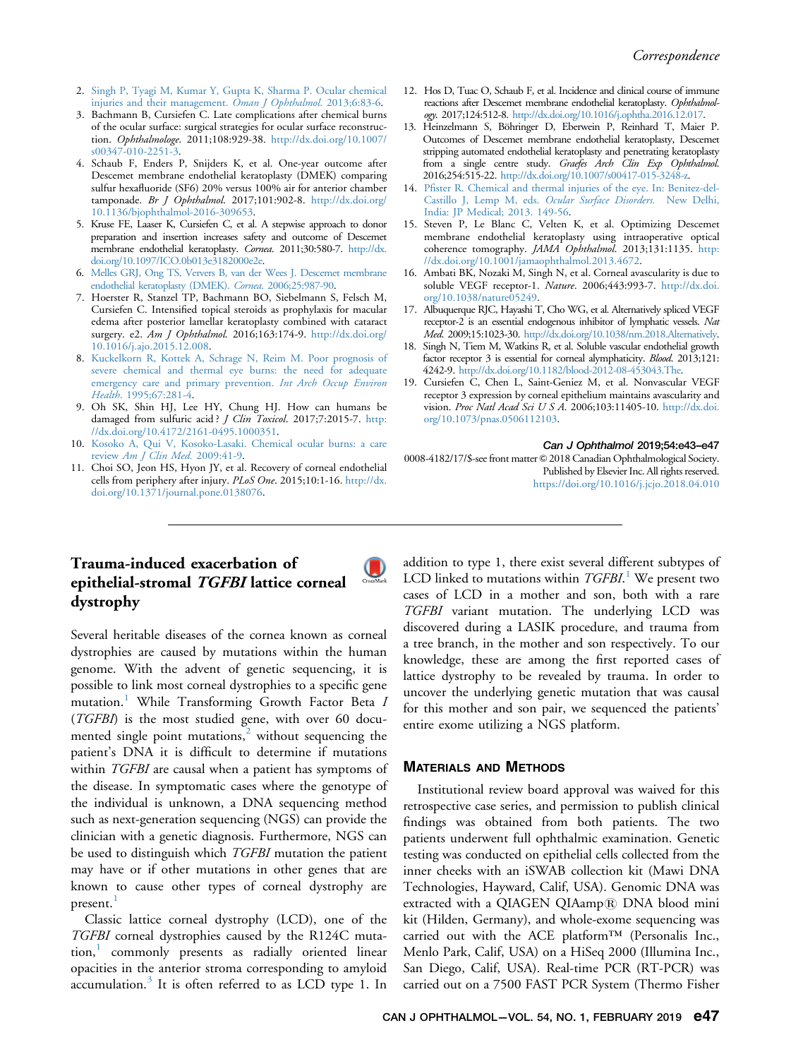2. Singh P, Tyagi M, Kumar Y, Gupta K, Sharma P. Ocular chemical injuries and their management. *Oman J Ophthalmol.* 2013;6:83-6.
3. Bachmann B, Cursiefen C. Late complications after chemical burns of the ocular surface: surgical strategies for ocular surface reconstruction. *Ophthalmologe.* 2011;108:929-38. http://dx.doi.org/10.1007/s00347-010-2251-3.
4. Schaub F, Enders P, Snijders K, et al. One-year outcome after Descemet membrane endothelial keratoplasty (DMEK) comparing sulfur hexafluoride (SF6) 20% versus 100% air for anterior chamber tamponade. *Br J Ophthalmol.* 2017;101:902-8. http://dx.doi.org/10.1136/bjophthalmol-2016-309653.
5. Kruse FE, Laaser K, Cursiefen C, et al. A stepwise approach to donor preparation and insertion increases safety and outcome of Descemet membrane endothelial keratoplasty. *Cornea.* 2011;30:580-7. http://dx.doi.org/10.1097/ICO.0b013e3182000e2e.
6. Melles GRJ, Ong TS, Ververs B, van der Wees J. Descemet membrane endothelial keratoplasty (DMEK). *Cornea.* 2006;25:987-90.
7. Hoerster R, Stanzel TP, Bachmann BO, Siebelmann S, Felsch M, Cursiefen C. Intensified topical steroids as prophylaxis for macular edema after posterior lamellar keratoplasty combined with cataract surgery. e2. *Am J Ophthalmol.* 2016;163:174-9. http://dx.doi.org/10.1016/j.ajo.2015.12.008.
8. Kuckelkorn R, Kottek A, Schrage N, Reim M. Poor prognosis of severe chemical and thermal eye burns: the need for adequate emergency care and primary prevention. *Int Arch Occup Environ Health.* 1995;67:281-4.
9. Oh SK, Shin HJ, Lee HY, Chung HJ. How can humans be damaged from sulfuric acid? *J Clin Toxicol.* 2017;7:2015-7. http://dx.doi.org/10.4172/2161-0495.1000351.
10. Kosoko A, Qui V, Kosoko-Lasaki. Chemical ocular burns: a care review *Am J Clin Med.* 2009:41-9.
11. Choi SO, Jeon HS, Hyon JY, et al. Recovery of corneal endothelial cells from periphery after injury. *PLoS One.* 2015;10:1-16. http://dx.doi.org/10.1371/journal.pone.0138076.
12. Hos D, Tuac O, Schaub F, et al. Incidence and clinical course of immune reactions after Descemet membrane endothelial keratoplasty. *Ophthalmology.* 2017;124:512-8. http://dx.doi.org/10.1016/j.ophtha.2016.12.017.
13. Heinzelmann S, Böhringer D, Eberwein P, Reinhard T, Maier P. Outcomes of Descemet membrane endothelial keratoplasty, Descemet stripping automated endothelial keratoplasty and penetrating keratoplasty from a single centre study. *Graefes Arch Clin Exp Ophthalmol.* 2016;254:515-22. http://dx.doi.org/10.1007/s00417-015-3248-z.
14. Pfister R. Chemical and thermal injuries of the eye. In: Benitez-del-Castillo J, Lemp M, eds. *Ocular Surface Disorders.* New Delhi, India: JP Medical; 2013. 149-56.
15. Steven P, Le Blanc C, Velten K, et al. Optimizing Descemet membrane endothelial keratoplasty using intraoperative optical coherence tomography. *JAMA Ophthalmol.* 2013;131:1135. http://dx.doi.org/10.1001/jamaophthalmol.2013.4672.
16. Ambati BK, Nozaki M, Singh N, et al. Corneal avascularity is due to soluble VEGF receptor-1. *Nature.* 2006;443:993-7. http://dx.doi.org/10.1038/nature05249.
17. Albuquerque RJC, Hayashi T, Cho WG, et al. Alternatively spliced VEGF receptor-2 is an essential endogenous inhibitor of lymphatic vessels. *Nat Med.* 2009;15:1023-30. http://dx.doi.org/10.1038/nm.2018.Alternatively.
18. Singh N, Tiem M, Watkins R, et al. Soluble vascular endothelial growth factor receptor 3 is essential for corneal alymphaticity. *Blood.* 2013;121:4242-9. http://dx.doi.org/10.1182/blood-2012-08-453043.The.
19. Cursiefen C, Chen L, Saint-Geniez M, et al. Nonvascular VEGF receptor 3 expression by corneal epithelium maintains avascularity and vision. *Proc Natl Acad Sci U S A.* 2006;103:11405-10. http://dx.doi.org/10.1073/pnas.0506112103.

*Can J Ophthalmol* 2019;54:e43–e47

0008-4182/17/$-see front matter © 2018 Canadian Ophthalmological Society. Published by Elsevier Inc. All rights reserved.
https://doi.org/10.1016/j.jcjo.2018.04.010

## Trauma-induced exacerbation of epithelial-stromal *TGFBI* lattice corneal dystrophy

Several heritable diseases of the cornea known as corneal dystrophies are caused by mutations within the human genome. With the advent of genetic sequencing, it is possible to link most corneal dystrophies to a specific gene mutation.[1] While Transforming Growth Factor Beta *I* (*TGFBI*) is the most studied gene, with over 60 documented single point mutations,[2] without sequencing the patient's DNA it is difficult to determine if mutations within *TGFBI* are causal when a patient has symptoms of the disease. In symptomatic cases where the genotype of the individual is unknown, a DNA sequencing method such as next-generation sequencing (NGS) can provide the clinician with a genetic diagnosis. Furthermore, NGS can be used to distinguish which *TGFBI* mutation the patient may have or if other mutations in other genes that are known to cause other types of corneal dystrophy are present.[1]

Classic lattice corneal dystrophy (LCD), one of the *TGFBI* corneal dystrophies caused by the R124C mutation,[1] commonly presents as radially oriented linear opacities in the anterior stroma corresponding to amyloid accumulation.[3] It is often referred to as LCD type 1. In addition to type 1, there exist several different subtypes of LCD linked to mutations within *TGFBI*.[1] We present two cases of LCD in a mother and son, both with a rare *TGFBI* variant mutation. The underlying LCD was discovered during a LASIK procedure, and trauma from a tree branch, in the mother and son respectively. To our knowledge, these are among the first reported cases of lattice dystrophy to be revealed by trauma. In order to uncover the underlying genetic mutation that was causal for this mother and son pair, we sequenced the patients' entire exome utilizing a NGS platform.

### Materials and Methods

Institutional review board approval was waived for this retrospective case series, and permission to publish clinical findings was obtained from both patients. The two patients underwent full ophthalmic examination. Genetic testing was conducted on epithelial cells collected from the inner cheeks with an iSWAB collection kit (Mawi DNA Technologies, Hayward, Calif, USA). Genomic DNA was extracted with a QIAGEN QIAamp® DNA blood mini kit (Hilden, Germany), and whole-exome sequencing was carried out with the ACE platform™ (Personalis Inc., Menlo Park, Calif, USA) on a HiSeq 2000 (Illumina Inc., San Diego, Calif, USA). Real-time PCR (RT-PCR) was carried out on a 7500 FAST PCR System (Thermo Fisher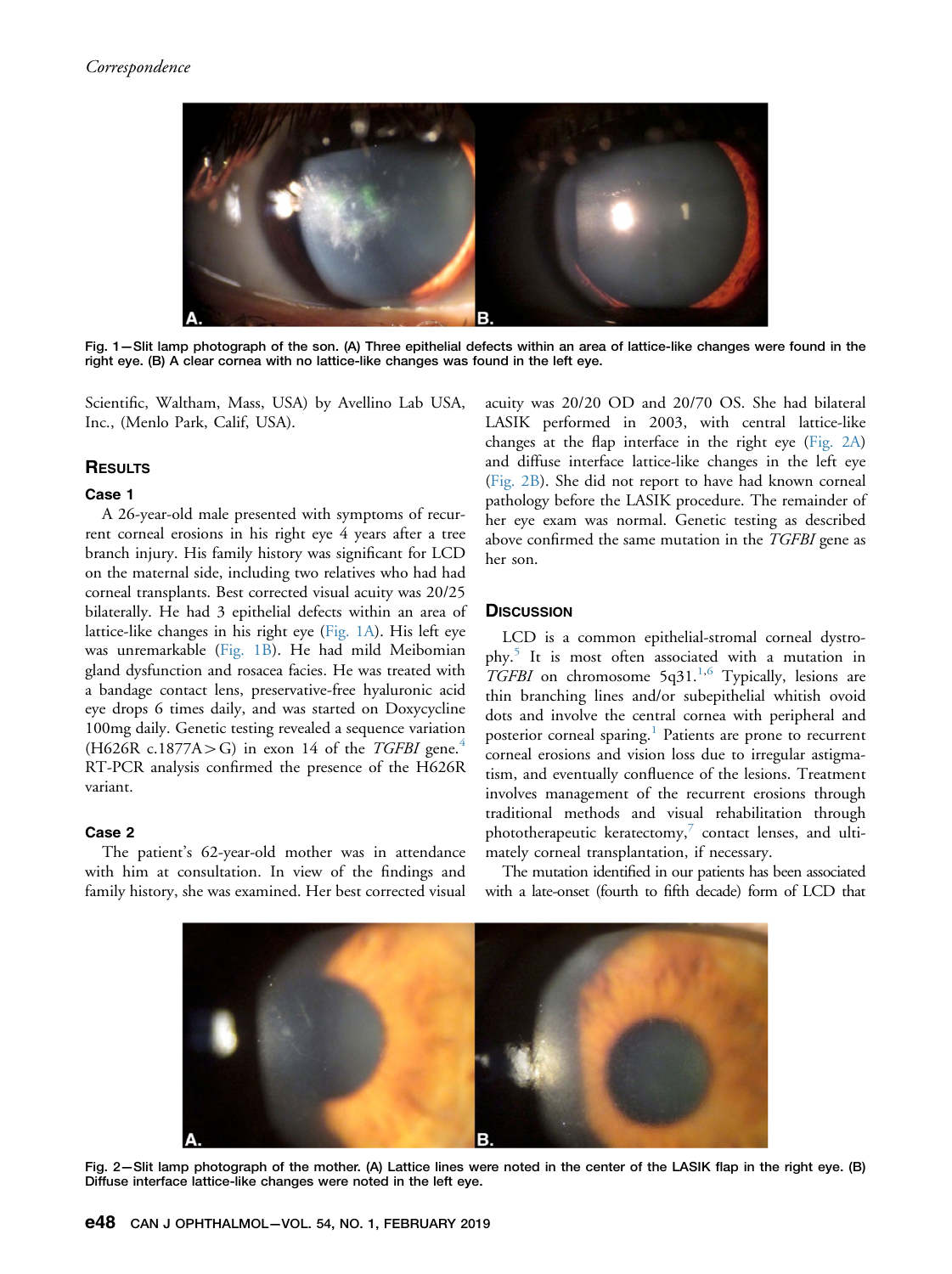Fig. 1—Slit lamp photograph of the son. (A) Three epithelial defects within an area of lattice-like changes were found in the right eye. (B) A clear cornea with no lattice-like changes was found in the left eye.

Scientific, Waltham, Mass, USA) by Avellino Lab USA, Inc., (Menlo Park, Calif, USA).

## Results

### Case 1

A 26-year-old male presented with symptoms of recurrent corneal erosions in his right eye 4 years after a tree branch injury. His family history was significant for LCD on the maternal side, including two relatives who had had corneal transplants. Best corrected visual acuity was 20/25 bilaterally. He had 3 epithelial defects within an area of lattice-like changes in his right eye (Fig. 1A). His left eye was unremarkable (Fig. 1B). He had mild Meibomian gland dysfunction and rosacea facies. He was treated with a bandage contact lens, preservative-free hyaluronic acid eye drops 6 times daily, and was started on Doxycycline 100mg daily. Genetic testing revealed a sequence variation (H626R c.1877A>G) in exon 14 of the *TGFBI* gene.[4] RT-PCR analysis confirmed the presence of the H626R variant.

### Case 2

The patient's 62-year-old mother was in attendance with him at consultation. In view of the findings and family history, she was examined. Her best corrected visual acuity was 20/20 OD and 20/70 OS. She had bilateral LASIK performed in 2003, with central lattice-like changes at the flap interface in the right eye (Fig. 2A) and diffuse interface lattice-like changes in the left eye (Fig. 2B). She did not report to have had known corneal pathology before the LASIK procedure. The remainder of her eye exam was normal. Genetic testing as described above confirmed the same mutation in the *TGFBI* gene as her son.

## Discussion

LCD is a common epithelial-stromal corneal dystrophy.[5] It is most often associated with a mutation in *TGFBI* on chromosome 5q31.[1,6] Typically, lesions are thin branching lines and/or subepithelial whitish ovoid dots and involve the central cornea with peripheral and posterior corneal sparing.[1] Patients are prone to recurrent corneal erosions and vision loss due to irregular astigmatism, and eventually confluence of the lesions. Treatment involves management of the recurrent erosions through traditional methods and visual rehabilitation through phototherapeutic keratectomy,[7] contact lenses, and ultimately corneal transplantation, if necessary.

The mutation identified in our patients has been associated with a late-onset (fourth to fifth decade) form of LCD that

Fig. 2—Slit lamp photograph of the mother. (A) Lattice lines were noted in the center of the LASIK flap in the right eye. (B) Diffuse interface lattice-like changes were noted in the left eye.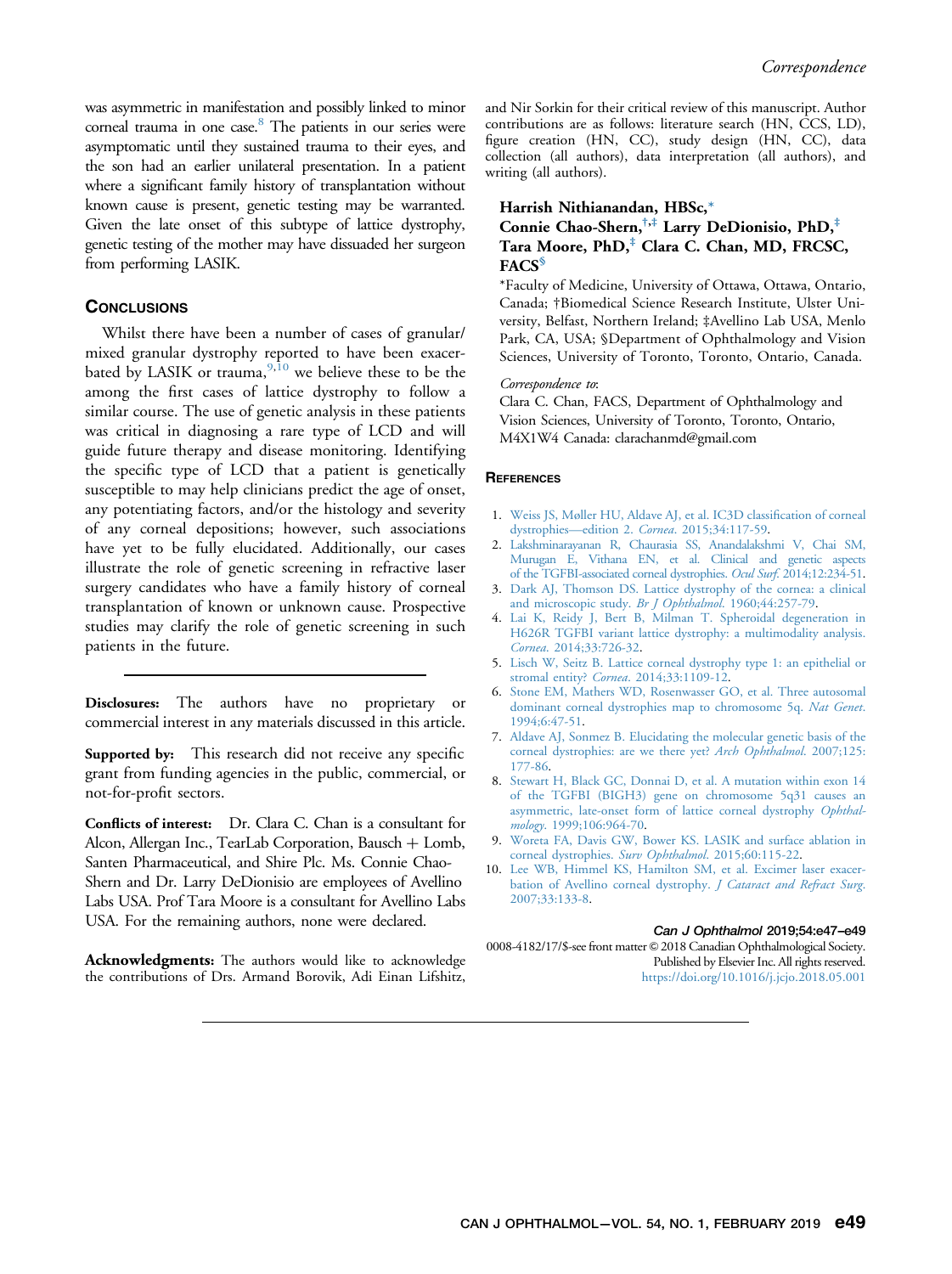was asymmetric in manifestation and possibly linked to minor corneal trauma in one case.[8] The patients in our series were asymptomatic until they sustained trauma to their eyes, and the son had an earlier unilateral presentation. In a patient where a significant family history of transplantation without known cause is present, genetic testing may be warranted. Given the late onset of this subtype of lattice dystrophy, genetic testing of the mother may have dissuaded her surgeon from performing LASIK.

## Conclusions

Whilst there have been a number of cases of granular/mixed granular dystrophy reported to have been exacerbated by LASIK or trauma,[9,10] we believe these to be the among the first cases of lattice dystrophy to follow a similar course. The use of genetic analysis in these patients was critical in diagnosing a rare type of LCD and will guide future therapy and disease monitoring. Identifying the specific type of LCD that a patient is genetically susceptible to may help clinicians predict the age of onset, any potentiating factors, and/or the histology and severity of any corneal depositions; however, such associations have yet to be fully elucidated. Additionally, our cases illustrate the role of genetic screening in refractive laser surgery candidates who have a family history of corneal transplantation of known or unknown cause. Prospective studies may clarify the role of genetic screening in such patients in the future.

---

**Disclosures:** The authors have no proprietary or commercial interest in any materials discussed in this article.

**Supported by:** This research did not receive any specific grant from funding agencies in the public, commercial, or not-for-profit sectors.

**Conflicts of interest:** Dr. Clara C. Chan is a consultant for Alcon, Allergan Inc., TearLab Corporation, Bausch + Lomb, Santen Pharmaceutical, and Shire Plc. Ms. Connie Chao-Shern and Dr. Larry DeDionisio are employees of Avellino Labs USA. Prof Tara Moore is a consultant for Avellino Labs USA. For the remaining authors, none were declared.

**Acknowledgments:** The authors would like to acknowledge the contributions of Drs. Armand Borovik, Adi Einan Lifshitz, and Nir Sorkin for their critical review of this manuscript. Author contributions are as follows: literature search (HN, CCS, LD), figure creation (HN, CC), study design (HN, CC), data collection (all authors), data interpretation (all authors), and writing (all authors).

**Harrish Nithianandan, HBSc,[*]**
**Connie Chao-Shern,[†,‡] Larry DeDionisio, PhD,[‡]**
**Tara Moore, PhD,[‡] Clara C. Chan, MD, FRCSC, FACS[§]**

*Faculty of Medicine, University of Ottawa, Ottawa, Ontario, Canada; †Biomedical Science Research Institute, Ulster University, Belfast, Northern Ireland; ‡Avellino Lab USA, Menlo Park, CA, USA; §Department of Ophthalmology and Vision Sciences, University of Toronto, Toronto, Ontario, Canada.

*Correspondence to*:
Clara C. Chan, FACS, Department of Ophthalmology and Vision Sciences, University of Toronto, Toronto, Ontario, M4X1W4 Canada: clarachanmd@gmail.com

## References

1. Weiss JS, Møller HU, Aldave AJ, et al. IC3D classification of corneal dystrophies—edition 2. *Cornea*. 2015;34:117-59.
2. Lakshminarayanan R, Chaurasia SS, Anandalakshmi V, Chai SM, Murugan E, Vithana EN, et al. Clinical and genetic aspects of the TGFBI-associated corneal dystrophies. *Ocul Surf*. 2014;12:234-51.
3. Dark AJ, Thomson DS. Lattice dystrophy of the cornea: a clinical and microscopic study. *Br J Ophthalmol*. 1960;44:257-79.
4. Lai K, Reidy J, Bert B, Milman T. Spheroidal degeneration in H626R TGFBI variant lattice dystrophy: a multimodality analysis. *Cornea*. 2014;33:726-32.
5. Lisch W, Seitz B. Lattice corneal dystrophy type 1: an epithelial or stromal entity? *Cornea*. 2014;33:1109-12.
6. Stone EM, Mathers WD, Rosenwasser GO, et al. Three autosomal dominant corneal dystrophies map to chromosome 5q. *Nat Genet*. 1994;6:47-51.
7. Aldave AJ, Sonmez B. Elucidating the molecular genetic basis of the corneal dystrophies: are we there yet? *Arch Ophthalmol*. 2007;125:177-86.
8. Stewart H, Black GC, Donnai D, et al. A mutation within exon 14 of the TGFBI (BIGH3) gene on chromosome 5q31 causes an asymmetric, late-onset form of lattice corneal dystrophy *Ophthalmology*. 1999;106:964-70.
9. Woreta FA, Davis GW, Bower KS. LASIK and surface ablation in corneal dystrophies. *Surv Ophthalmol*. 2015;60:115-22.
10. Lee WB, Himmel KS, Hamilton SM, et al. Excimer laser exacerbation of Avellino corneal dystrophy. *J Cataract and Refract Surg*. 2007;33:133-8.

0008-4182/17/$-see front matter © 2018 Canadian Ophthalmological Society. Published by Elsevier Inc. All rights reserved.
https://doi.org/10.1016/j.jcjo.2018.05.001